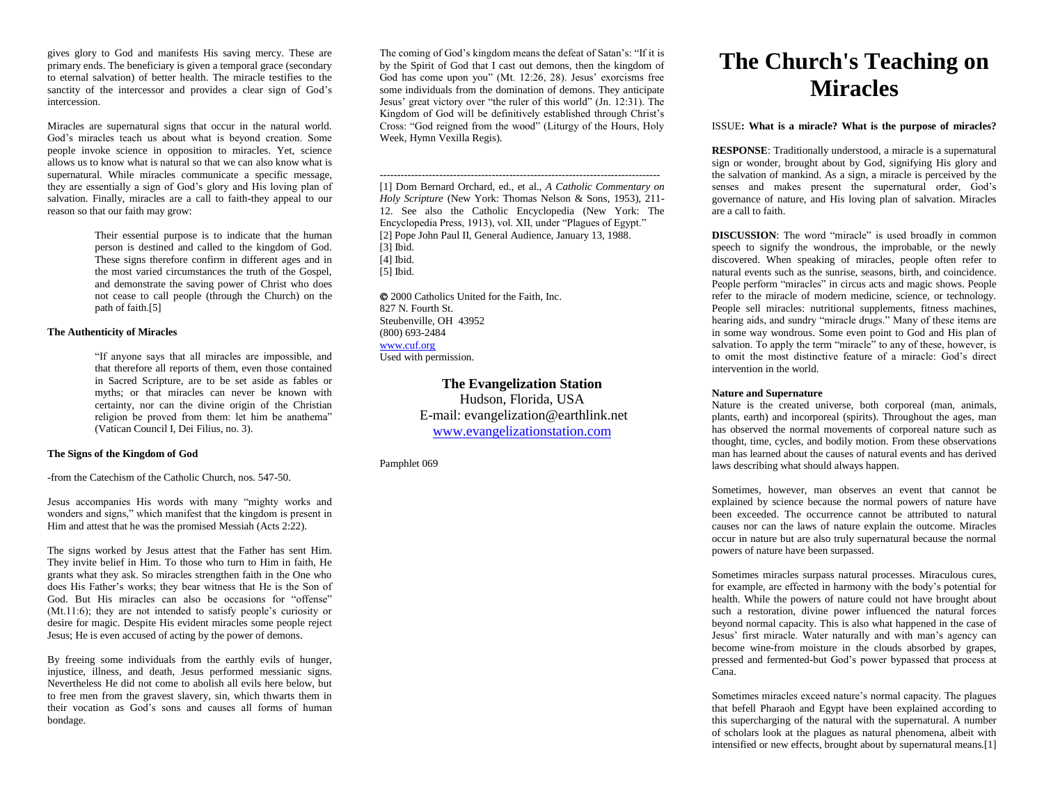gives glory to God and manifests His saving mercy. These are primary ends. The beneficiary is given a temporal grace (secondary to eternal salvation) of better health. The miracle testifies to the sanctity of the intercessor and provides a clear sign of God's intercession.

Miracles are supernatural signs that occur in the natural world. God's miracles teach us about what is beyond creation. Some people invoke science in opposition to miracles. Yet, science allows us to know what is natural so that we can also know what is supernatural. While miracles communicate a specific message, they are essentially a sign of God's glory and His loving plan of salvation. Finally, miracles are a call to faith-they appeal to our reason so that our faith may grow:

> Their essential purpose is to indicate that the human person is destined and called to the kingdom of God. These signs therefore confirm in different ages and in the most varied circumstances the truth of the Gospel, and demonstrate the saving power of Christ who does not cease to call people (through the Church) on the path of faith.[5]

**The Authenticity of Miracles**

> "If anyone says that all miracles are impossible, and that therefore all reports of them, even those contained in Sacred Scripture, are to be set aside as fables or myths; or that miracles can never be known with certainty, nor can the divine origin of the Christian religion be proved from them: let him be anathema" (Vatican Council I, Dei Filius, no. 3).

**The Signs of the Kingdom of God**

-from the Catechism of the Catholic Church, nos. 547-50.

Jesus accompanies His words with many "mighty works and wonders and signs," which manifest that the kingdom is present in Him and attest that he was the promised Messiah (Acts 2:22).

The signs worked by Jesus attest that the Father has sent Him. They invite belief in Him. To those who turn to Him in faith, He grants what they ask. So miracles strengthen faith in the One who does His Father's works; they bear witness that He is the Son of God. But His miracles can also be occasions for "offense" (Mt.11:6); they are not intended to satisfy people's curiosity or desire for magic. Despite His evident miracles some people reject Jesus; He is even accused of acting by the power of demons.

By freeing some individuals from the earthly evils of hunger, injustice, illness, and death, Jesus performed messianic signs. Nevertheless He did not come to abolish all evils here below, but to free men from the gravest slavery, sin, which thwarts them in their vocation as God's sons and causes all forms of human bondage.

The coming of God's kingdom means the defeat of Satan's: "If it is by the Spirit of God that I cast out demons, then the kingdom of God has come upon you" (Mt. 12:26, 28). Jesus' exorcisms free some individuals from the domination of demons. They anticipate Jesus' great victory over "the ruler of this world" (Jn. 12:31). The Kingdom of God will be definitively established through Christ's Cross: "God reigned from the wood" (Liturgy of the Hours, Holy Week, Hymn Vexilla Regis).

---

[1] Dom Bernard Orchard, ed., et al., *A Catholic Commentary on Holy Scripture* (New York: Thomas Nelson & Sons, 1953), 211-12. See also the Catholic Encyclopedia (New York: The Encyclopedia Press, 1913), vol. XII, under "Plagues of Egypt."
[2] Pope John Paul II, General Audience, January 13, 1988.
[3] Ibid.
[4] Ibid.
[5] Ibid.

© 2000 Catholics United for the Faith, Inc.
827 N. Fourth St.
Steubenville, OH 43952
(800) 693-2484
www.cuf.org
Used with permission.

**The Evangelization Station**
Hudson, Florida, USA
E-mail: evangelization@earthlink.net
www.evangelizationstation.com

Pamphlet 069

# The Church's Teaching on Miracles

ISSUE**: What is a miracle? What is the purpose of miracles?**

**RESPONSE**: Traditionally understood, a miracle is a supernatural sign or wonder, brought about by God, signifying His glory and the salvation of mankind. As a sign, a miracle is perceived by the senses and makes present the supernatural order, God's governance of nature, and His loving plan of salvation. Miracles are a call to faith.

**DISCUSSION**: The word "miracle" is used broadly in common speech to signify the wondrous, the improbable, or the newly discovered. When speaking of miracles, people often refer to natural events such as the sunrise, seasons, birth, and coincidence. People perform "miracles" in circus acts and magic shows. People refer to the miracle of modern medicine, science, or technology. People sell miracles: nutritional supplements, fitness machines, hearing aids, and sundry "miracle drugs." Many of these items are in some way wondrous. Some even point to God and His plan of salvation. To apply the term "miracle" to any of these, however, is to omit the most distinctive feature of a miracle: God's direct intervention in the world.

**Nature and Supernature**

Nature is the created universe, both corporeal (man, animals, plants, earth) and incorporeal (spirits). Throughout the ages, man has observed the normal movements of corporeal nature such as thought, time, cycles, and bodily motion. From these observations man has learned about the causes of natural events and has derived laws describing what should always happen.

Sometimes, however, man observes an event that cannot be explained by science because the normal powers of nature have been exceeded. The occurrence cannot be attributed to natural causes nor can the laws of nature explain the outcome. Miracles occur in nature but are also truly supernatural because the normal powers of nature have been surpassed.

Sometimes miracles surpass natural processes. Miraculous cures, for example, are effected in harmony with the body's potential for health. While the powers of nature could not have brought about such a restoration, divine power influenced the natural forces beyond normal capacity. This is also what happened in the case of Jesus' first miracle. Water naturally and with man's agency can become wine-from moisture in the clouds absorbed by grapes, pressed and fermented-but God's power bypassed that process at Cana.

Sometimes miracles exceed nature's normal capacity. The plagues that befell Pharaoh and Egypt have been explained according to this supercharging of the natural with the supernatural. A number of scholars look at the plagues as natural phenomena, albeit with intensified or new effects, brought about by supernatural means.[1]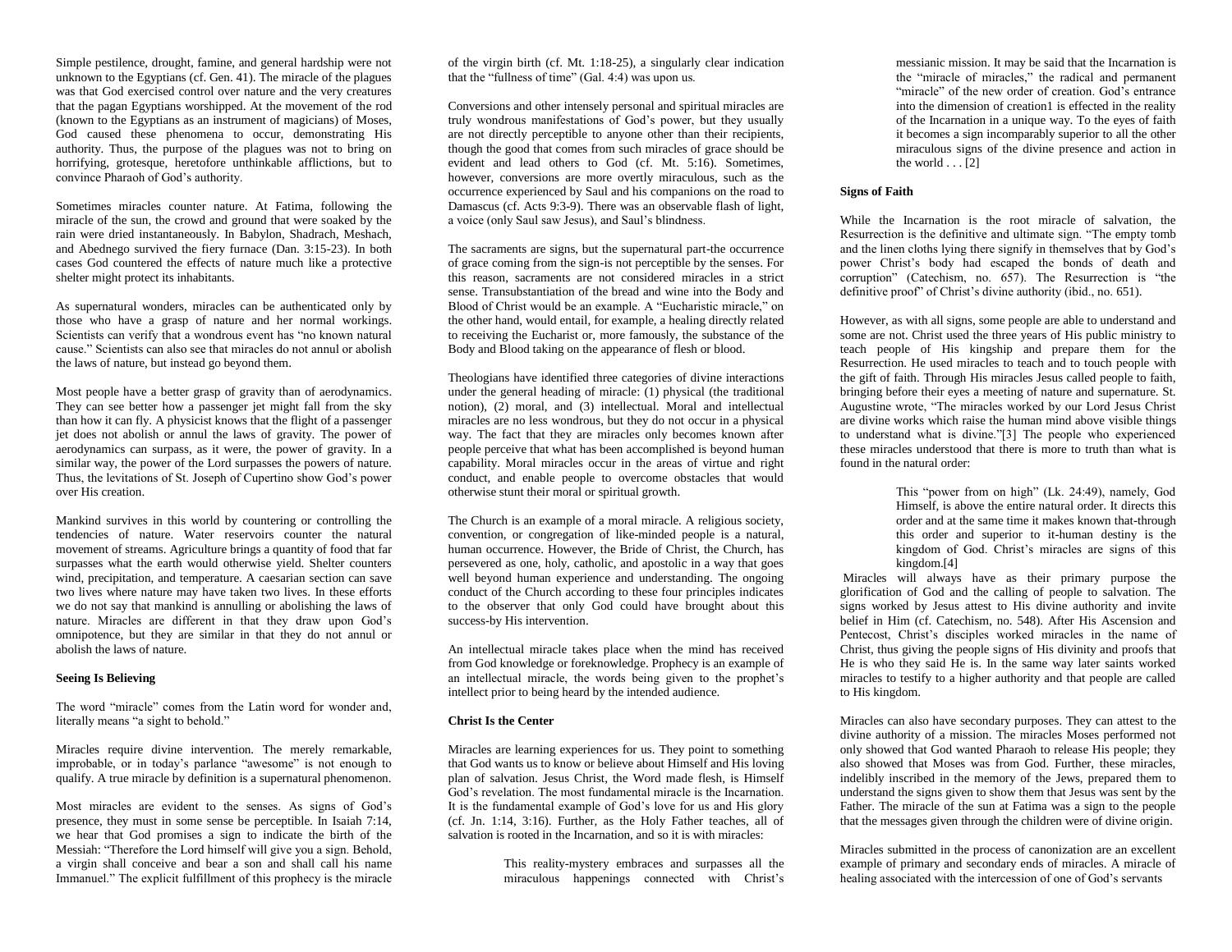Simple pestilence, drought, famine, and general hardship were not unknown to the Egyptians (cf. Gen. 41). The miracle of the plagues was that God exercised control over nature and the very creatures that the pagan Egyptians worshipped. At the movement of the rod (known to the Egyptians as an instrument of magicians) of Moses, God caused these phenomena to occur, demonstrating His authority. Thus, the purpose of the plagues was not to bring on horrifying, grotesque, heretofore unthinkable afflictions, but to convince Pharaoh of God's authority.

Sometimes miracles counter nature. At Fatima, following the miracle of the sun, the crowd and ground that were soaked by the rain were dried instantaneously. In Babylon, Shadrach, Meshach, and Abednego survived the fiery furnace (Dan. 3:15-23). In both cases God countered the effects of nature much like a protective shelter might protect its inhabitants.

As supernatural wonders, miracles can be authenticated only by those who have a grasp of nature and her normal workings. Scientists can verify that a wondrous event has "no known natural cause." Scientists can also see that miracles do not annul or abolish the laws of nature, but instead go beyond them.

Most people have a better grasp of gravity than of aerodynamics. They can see better how a passenger jet might fall from the sky than how it can fly. A physicist knows that the flight of a passenger jet does not abolish or annul the laws of gravity. The power of aerodynamics can surpass, as it were, the power of gravity. In a similar way, the power of the Lord surpasses the powers of nature. Thus, the levitations of St. Joseph of Cupertino show God's power over His creation.

Mankind survives in this world by countering or controlling the tendencies of nature. Water reservoirs counter the natural movement of streams. Agriculture brings a quantity of food that far surpasses what the earth would otherwise yield. Shelter counters wind, precipitation, and temperature. A caesarian section can save two lives where nature may have taken two lives. In these efforts we do not say that mankind is annulling or abolishing the laws of nature. Miracles are different in that they draw upon God's omnipotence, but they are similar in that they do not annul or abolish the laws of nature.

**Seeing Is Believing**

The word "miracle" comes from the Latin word for wonder and, literally means "a sight to behold."

Miracles require divine intervention. The merely remarkable, improbable, or in today's parlance "awesome" is not enough to qualify. A true miracle by definition is a supernatural phenomenon.

Most miracles are evident to the senses. As signs of God's presence, they must in some sense be perceptible. In Isaiah 7:14, we hear that God promises a sign to indicate the birth of the Messiah: "Therefore the Lord himself will give you a sign. Behold, a virgin shall conceive and bear a son and shall call his name Immanuel." The explicit fulfillment of this prophecy is the miracle of the virgin birth (cf. Mt. 1:18-25), a singularly clear indication that the "fullness of time" (Gal. 4:4) was upon us.

Conversions and other intensely personal and spiritual miracles are truly wondrous manifestations of God's power, but they usually are not directly perceptible to anyone other than their recipients, though the good that comes from such miracles of grace should be evident and lead others to God (cf. Mt. 5:16). Sometimes, however, conversions are more overtly miraculous, such as the occurrence experienced by Saul and his companions on the road to Damascus (cf. Acts 9:3-9). There was an observable flash of light, a voice (only Saul saw Jesus), and Saul's blindness.

The sacraments are signs, but the supernatural part-the occurrence of grace coming from the sign-is not perceptible by the senses. For this reason, sacraments are not considered miracles in a strict sense. Transubstantiation of the bread and wine into the Body and Blood of Christ would be an example. A "Eucharistic miracle," on the other hand, would entail, for example, a healing directly related to receiving the Eucharist or, more famously, the substance of the Body and Blood taking on the appearance of flesh or blood.

Theologians have identified three categories of divine interactions under the general heading of miracle: (1) physical (the traditional notion), (2) moral, and (3) intellectual. Moral and intellectual miracles are no less wondrous, but they do not occur in a physical way. The fact that they are miracles only becomes known after people perceive that what has been accomplished is beyond human capability. Moral miracles occur in the areas of virtue and right conduct, and enable people to overcome obstacles that would otherwise stunt their moral or spiritual growth.

The Church is an example of a moral miracle. A religious society, convention, or congregation of like-minded people is a natural, human occurrence. However, the Bride of Christ, the Church, has persevered as one, holy, catholic, and apostolic in a way that goes well beyond human experience and understanding. The ongoing conduct of the Church according to these four principles indicates to the observer that only God could have brought about this success-by His intervention.

An intellectual miracle takes place when the mind has received from God knowledge or foreknowledge. Prophecy is an example of an intellectual miracle, the words being given to the prophet's intellect prior to being heard by the intended audience.

**Christ Is the Center**

Miracles are learning experiences for us. They point to something that God wants us to know or believe about Himself and His loving plan of salvation. Jesus Christ, the Word made flesh, is Himself God's revelation. The most fundamental miracle is the Incarnation. It is the fundamental example of God's love for us and His glory (cf. Jn. 1:14, 3:16). Further, as the Holy Father teaches, all of salvation is rooted in the Incarnation, and so it is with miracles:

> This reality-mystery embraces and surpasses all the miraculous happenings connected with Christ's messianic mission. It may be said that the Incarnation is the "miracle of miracles," the radical and permanent "miracle" of the new order of creation. God's entrance into the dimension of creation1 is effected in the reality of the Incarnation in a unique way. To the eyes of faith it becomes a sign incomparably superior to all the other miraculous signs of the divine presence and action in the world . . . [2]

**Signs of Faith**

While the Incarnation is the root miracle of salvation, the Resurrection is the definitive and ultimate sign. "The empty tomb and the linen cloths lying there signify in themselves that by God's power Christ's body had escaped the bonds of death and corruption" (Catechism, no. 657). The Resurrection is "the definitive proof" of Christ's divine authority (ibid., no. 651).

However, as with all signs, some people are able to understand and some are not. Christ used the three years of His public ministry to teach people of His kingship and prepare them for the Resurrection. He used miracles to teach and to touch people with the gift of faith. Through His miracles Jesus called people to faith, bringing before their eyes a meeting of nature and supernature. St. Augustine wrote, "The miracles worked by our Lord Jesus Christ are divine works which raise the human mind above visible things to understand what is divine."[3] The people who experienced these miracles understood that there is more to truth than what is found in the natural order:

> This "power from on high" (Lk. 24:49), namely, God Himself, is above the entire natural order. It directs this order and at the same time it makes known that-through this order and superior to it-human destiny is the kingdom of God. Christ's miracles are signs of this kingdom.[4]

Miracles will always have as their primary purpose the glorification of God and the calling of people to salvation. The signs worked by Jesus attest to His divine authority and invite belief in Him (cf. Catechism, no. 548). After His Ascension and Pentecost, Christ's disciples worked miracles in the name of Christ, thus giving the people signs of His divinity and proofs that He is who they said He is. In the same way later saints worked miracles to testify to a higher authority and that people are called to His kingdom.

Miracles can also have secondary purposes. They can attest to the divine authority of a mission. The miracles Moses performed not only showed that God wanted Pharaoh to release His people; they also showed that Moses was from God. Further, these miracles, indelibly inscribed in the memory of the Jews, prepared them to understand the signs given to show them that Jesus was sent by the Father. The miracle of the sun at Fatima was a sign to the people that the messages given through the children were of divine origin.

Miracles submitted in the process of canonization are an excellent example of primary and secondary ends of miracles. A miracle of healing associated with the intercession of one of God's servants